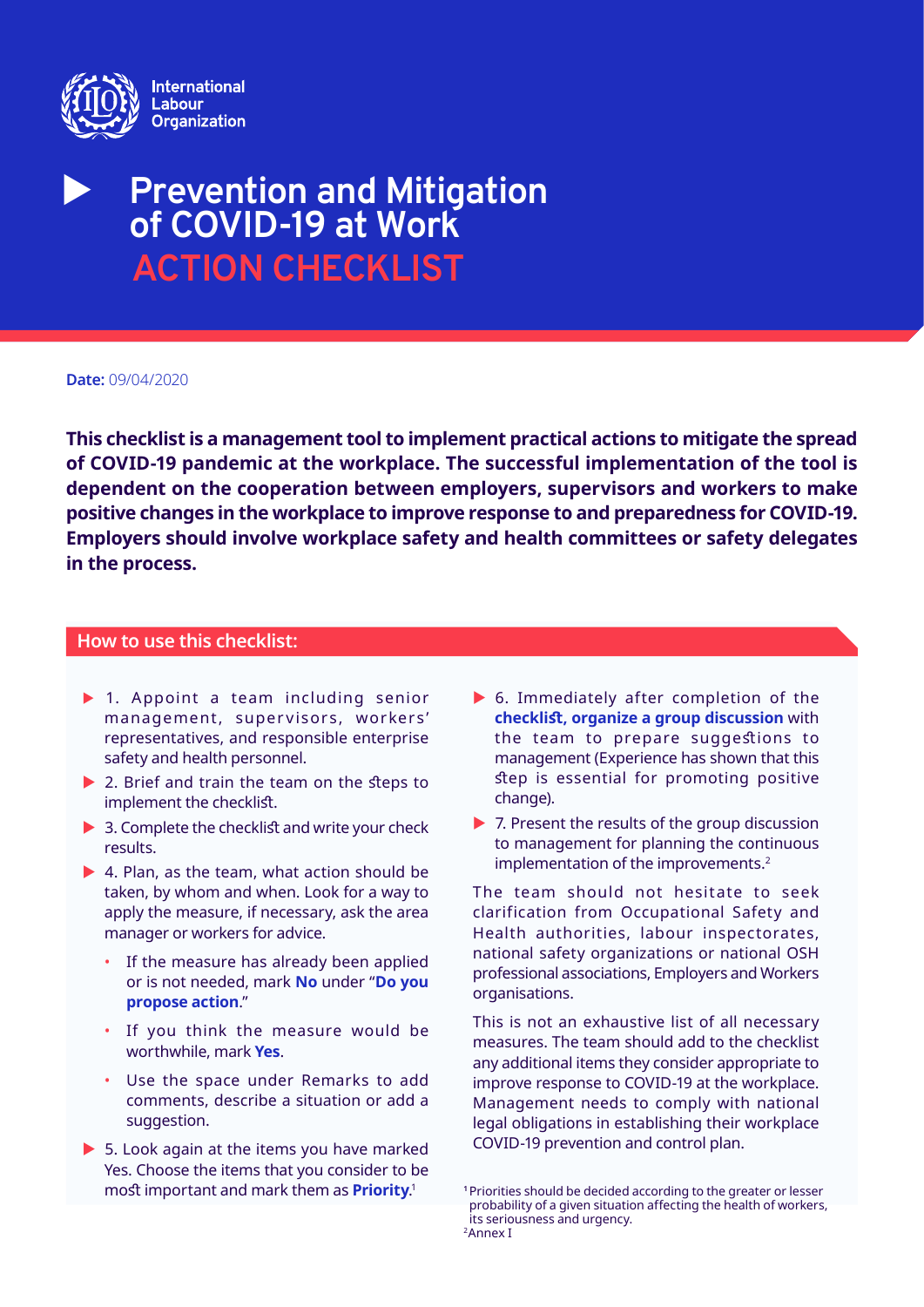International Labour Organization

# Prevention and Mitigation of COVID-19 at Work

# ACTION CHECKLIST

**Date:** 09/04/2020

**This checklist is a management tool to implement practical actions to mitigate the spread of COVID-19 pandemic at the workplace. The successful implementation of the tool is dependent on the cooperation between employers, supervisors and workers to make positive changes in the workplace to improve response to and preparedness for COVID-19. Employers should involve workplace safety and health committees or safety delegates in the process.**

## How to use this checklist:

- 1. Appoint a team including senior management, supervisors, workers' representatives, and responsible enterprise safety and health personnel.
- 2. Brief and train the team on the steps to implement the checklist.
- 3. Complete the checklist and write your check results.
- 4. Plan, as the team, what action should be taken, by whom and when. Look for a way to apply the measure, if necessary, ask the area manager or workers for advice.
  - If the measure has already been applied or is not needed, mark **No** under "**Do you propose action**."
  - If you think the measure would be worthwhile, mark **Yes**.
  - Use the space under Remarks to add comments, describe a situation or add a suggestion.
- 5. Look again at the items you have marked Yes. Choose the items that you consider to be most important and mark them as **Priority**.[1]
- 6. Immediately after completion of the **checklist, organize a group discussion** with the team to prepare suggestions to management (Experience has shown that this step is essential for promoting positive change).
- 7. Present the results of the group discussion to management for planning the continuous implementation of the improvements.[2]

The team should not hesitate to seek clarification from Occupational Safety and Health authorities, labour inspectorates, national safety organizations or national OSH professional associations, Employers and Workers organisations.

This is not an exhaustive list of all necessary measures. The team should add to the checklist any additional items they consider appropriate to improve response to COVID-19 at the workplace. Management needs to comply with national legal obligations in establishing their workplace COVID-19 prevention and control plan.

[1] Priorities should be decided according to the greater or lesser probability of a given situation affecting the health of workers, its seriousness and urgency.

[2] Annex I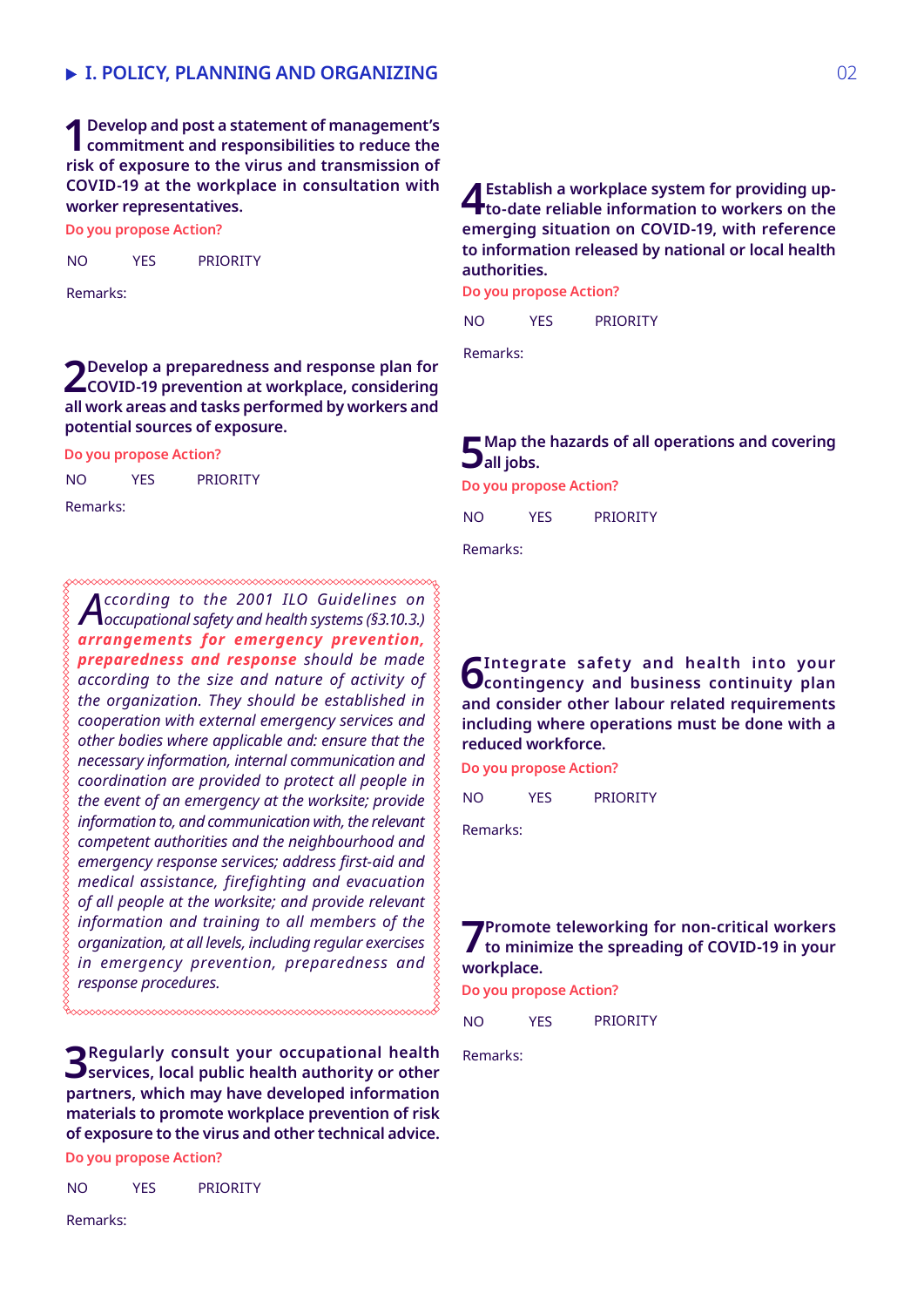## I. POLICY, PLANNING AND ORGANIZING

**1 Develop and post a statement of management's commitment and responsibilities to reduce the risk of exposure to the virus and transmission of COVID-19 at the workplace in consultation with worker representatives.**

Do you propose Action?

NO YES PRIORITY

Remarks:

**2 Develop a preparedness and response plan for COVID-19 prevention at workplace, considering all work areas and tasks performed by workers and potential sources of exposure.**

Do you propose Action?

NO YES PRIORITY

Remarks:

> *According to the 2001 ILO Guidelines on occupational safety and health systems (§3.10.3.)* ***arrangements for emergency prevention, preparedness and response*** *should be made according to the size and nature of activity of the organization. They should be established in cooperation with external emergency services and other bodies where applicable and: ensure that the necessary information, internal communication and coordination are provided to protect all people in the event of an emergency at the worksite; provide information to, and communication with, the relevant competent authorities and the neighbourhood and emergency response services; address first-aid and medical assistance, firefighting and evacuation of all people at the worksite; and provide relevant information and training to all members of the organization, at all levels, including regular exercises in emergency prevention, preparedness and response procedures.*

**3 Regularly consult your occupational health services, local public health authority or other partners, which may have developed information materials to promote workplace prevention of risk of exposure to the virus and other technical advice.**

Do you propose Action?

NO YES PRIORITY

Remarks:

**4 Establish a workplace system for providing up-to-date reliable information to workers on the emerging situation on COVID-19, with reference to information released by national or local health authorities.**

Do you propose Action?

NO YES PRIORITY

Remarks:

**5 Map the hazards of all operations and covering all jobs.**

Do you propose Action?

NO YES PRIORITY

Remarks:

**6 Integrate safety and health into your contingency and business continuity plan and consider other labour related requirements including where operations must be done with a reduced workforce.**

Do you propose Action?

NO YES PRIORITY

Remarks:

**7 Promote teleworking for non-critical workers to minimize the spreading of COVID-19 in your workplace.**

Do you propose Action?

NO YES PRIORITY

Remarks: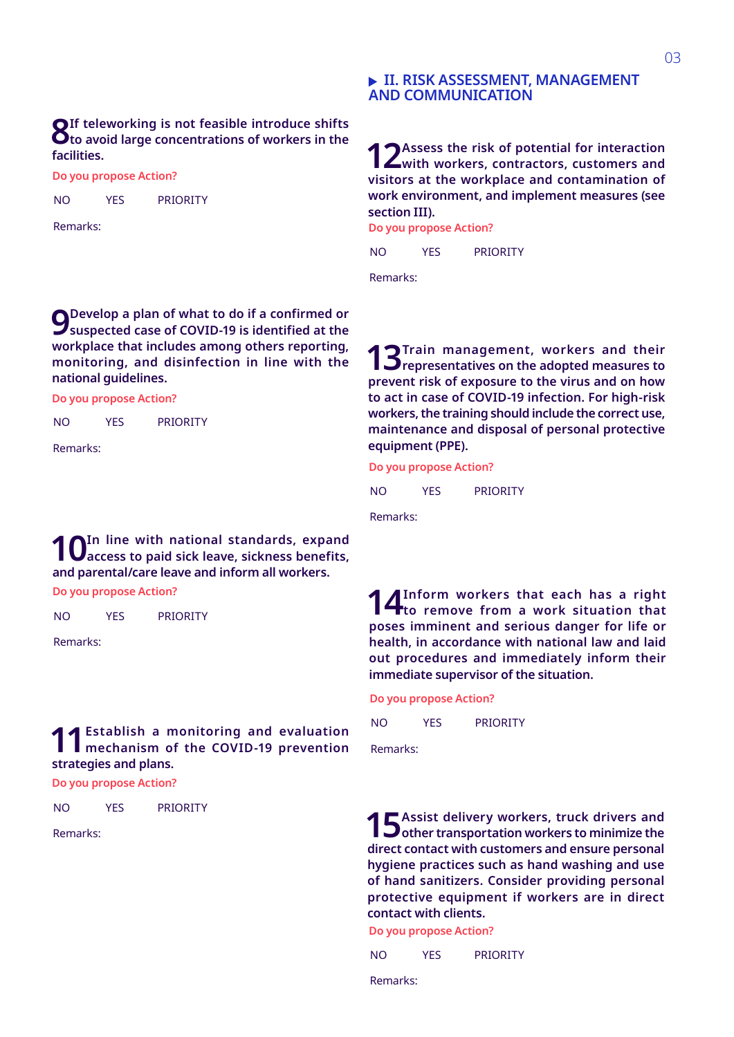**8** If teleworking is not feasible introduce shifts to avoid large concentrations of workers in the facilities.

Do you propose Action?

NO YES PRIORITY

Remarks:

**9** Develop a plan of what to do if a confirmed or suspected case of COVID-19 is identified at the workplace that includes among others reporting, monitoring, and disinfection in line with the national guidelines.

Do you propose Action?

NO YES PRIORITY

Remarks:

**10** In line with national standards, expand access to paid sick leave, sickness benefits, and parental/care leave and inform all workers.

Do you propose Action?

NO YES PRIORITY

Remarks:

**11** Establish a monitoring and evaluation mechanism of the COVID-19 prevention strategies and plans.

Do you propose Action?

NO YES PRIORITY

Remarks:

## II. RISK ASSESSMENT, MANAGEMENT AND COMMUNICATION

**12** Assess the risk of potential for interaction with workers, contractors, customers and visitors at the workplace and contamination of work environment, and implement measures (see section III).

Do you propose Action?

NO YES PRIORITY

Remarks:

**13** Train management, workers and their representatives on the adopted measures to prevent risk of exposure to the virus and on how to act in case of COVID-19 infection. For high-risk workers, the training should include the correct use, maintenance and disposal of personal protective equipment (PPE).

Do you propose Action?

NO YES PRIORITY

Remarks:

**14** Inform workers that each has a right to remove from a work situation that poses imminent and serious danger for life or health, in accordance with national law and laid out procedures and immediately inform their immediate supervisor of the situation.

Do you propose Action?

NO YES PRIORITY

Remarks:

**15** Assist delivery workers, truck drivers and other transportation workers to minimize the direct contact with customers and ensure personal hygiene practices such as hand washing and use of hand sanitizers. Consider providing personal protective equipment if workers are in direct contact with clients.

Do you propose Action?

NO YES PRIORITY

Remarks: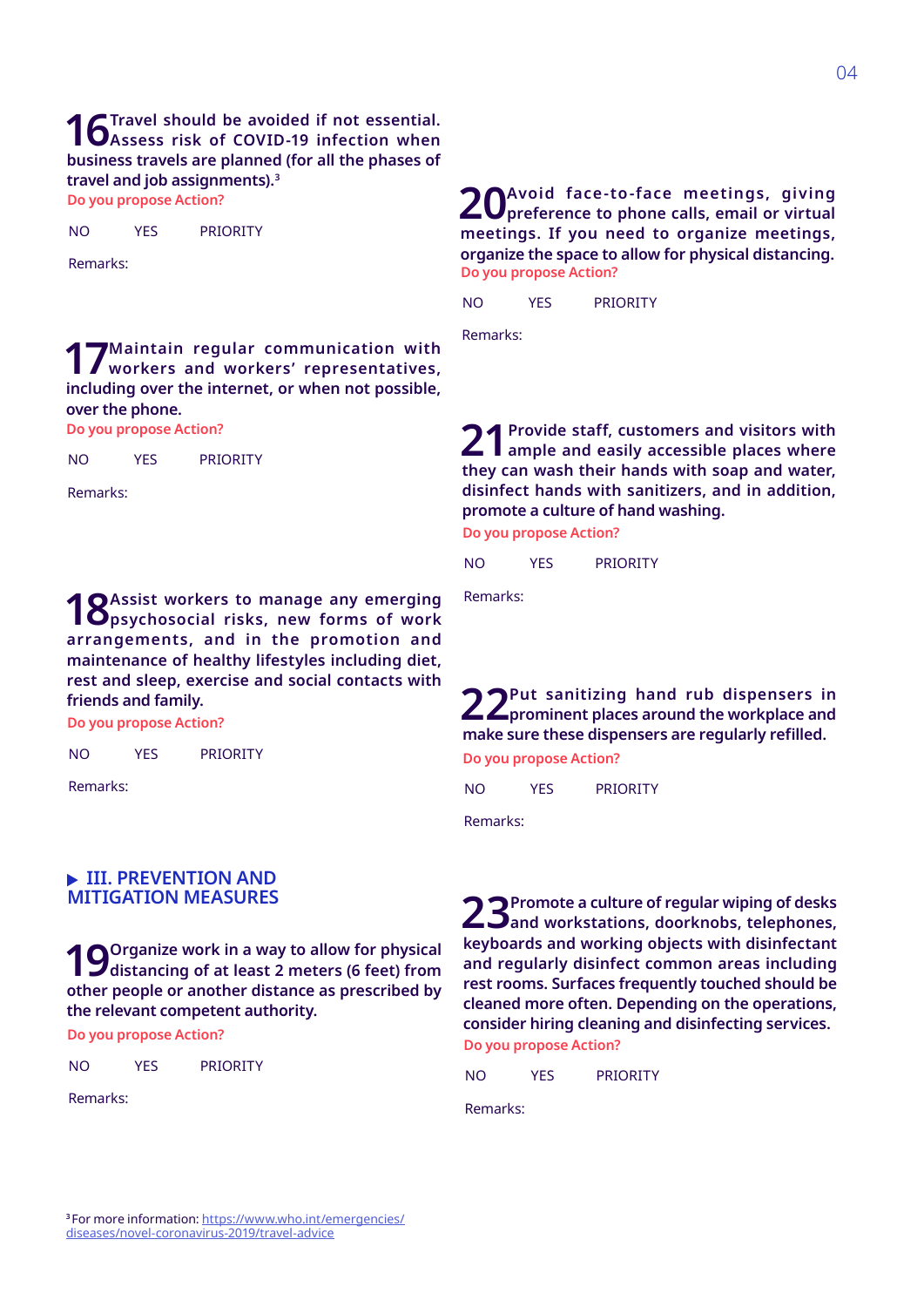**16** **Travel should be avoided if not essential. Assess risk of COVID-19 infection when business travels are planned (for all the phases of travel and job assignments).**[3]

Do you propose Action?

NO YES PRIORITY

Remarks:

**17** **Maintain regular communication with workers and workers' representatives, including over the internet, or when not possible, over the phone.**

Do you propose Action?

NO YES PRIORITY

Remarks:

**18** **Assist workers to manage any emerging psychosocial risks, new forms of work arrangements, and in the promotion and maintenance of healthy lifestyles including diet, rest and sleep, exercise and social contacts with friends and family.**

Do you propose Action?

NO YES PRIORITY

Remarks:

## III. PREVENTION AND MITIGATION MEASURES

**19** **Organize work in a way to allow for physical distancing of at least 2 meters (6 feet) from other people or another distance as prescribed by the relevant competent authority.**

Do you propose Action?

NO YES PRIORITY

Remarks:

**20** **Avoid face-to-face meetings, giving preference to phone calls, email or virtual meetings. If you need to organize meetings, organize the space to allow for physical distancing.**

Do you propose Action?

NO YES PRIORITY

Remarks:

**21** **Provide staff, customers and visitors with ample and easily accessible places where they can wash their hands with soap and water, disinfect hands with sanitizers, and in addition, promote a culture of hand washing.**

Do you propose Action?

NO YES PRIORITY

Remarks:

**22** **Put sanitizing hand rub dispensers in prominent places around the workplace and make sure these dispensers are regularly refilled.**

Do you propose Action?

NO YES PRIORITY

Remarks:

**23** **Promote a culture of regular wiping of desks and workstations, doorknobs, telephones, keyboards and working objects with disinfectant and regularly disinfect common areas including rest rooms. Surfaces frequently touched should be cleaned more often. Depending on the operations, consider hiring cleaning and disinfecting services.**

Do you propose Action?

NO YES PRIORITY

Remarks:

[3] For more information: https://www.who.int/emergencies/diseases/novel-coronavirus-2019/travel-advice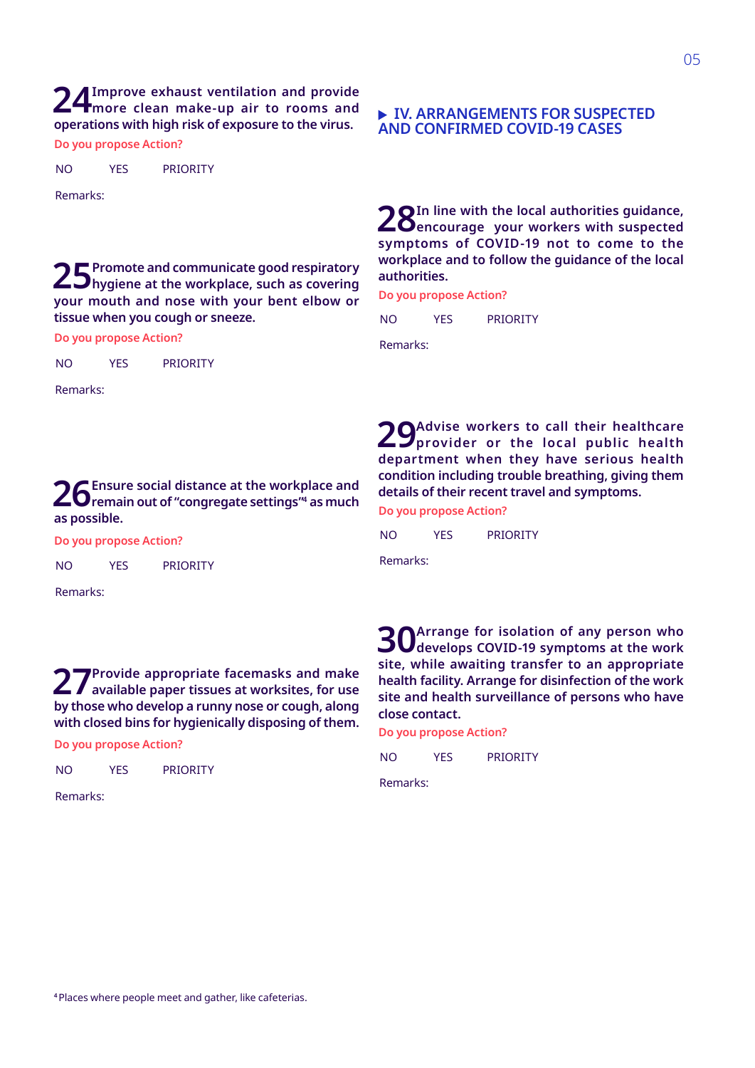**24** Improve exhaust ventilation and provide more clean make-up air to rooms and operations with high risk of exposure to the virus.

Do you propose Action?

NO YES PRIORITY

Remarks:

**25** Promote and communicate good respiratory hygiene at the workplace, such as covering your mouth and nose with your bent elbow or tissue when you cough or sneeze.

Do you propose Action?

NO YES PRIORITY

Remarks:

**26** Ensure social distance at the workplace and remain out of "congregate settings"[4] as much as possible.

Do you propose Action?

NO YES PRIORITY

Remarks:

**27** Provide appropriate facemasks and make available paper tissues at worksites, for use by those who develop a runny nose or cough, along with closed bins for hygienically disposing of them.

Do you propose Action?

NO YES PRIORITY

Remarks:

## IV. ARRANGEMENTS FOR SUSPECTED AND CONFIRMED COVID-19 CASES

**28** In line with the local authorities guidance, encourage your workers with suspected symptoms of COVID-19 not to come to the workplace and to follow the guidance of the local authorities.

Do you propose Action?

NO YES PRIORITY

Remarks:

**29** Advise workers to call their healthcare provider or the local public health department when they have serious health condition including trouble breathing, giving them details of their recent travel and symptoms.

Do you propose Action?

NO YES PRIORITY

Remarks:

**30** Arrange for isolation of any person who develops COVID-19 symptoms at the work site, while awaiting transfer to an appropriate health facility. Arrange for disinfection of the work site and health surveillance of persons who have close contact.

Do you propose Action?

NO YES PRIORITY

Remarks:

[4] Places where people meet and gather, like cafeterias.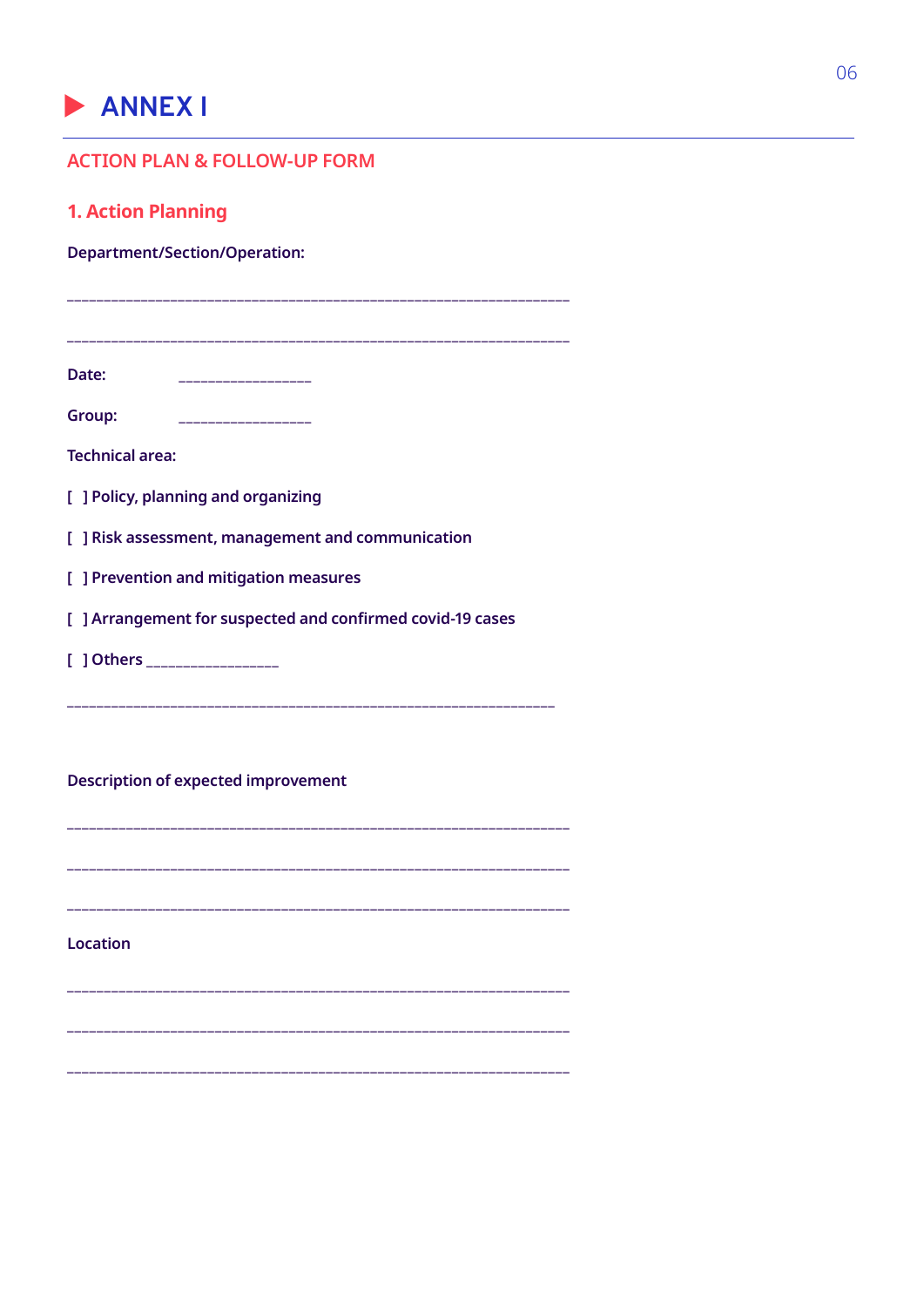# ANNEX I

## ACTION PLAN & FOLLOW-UP FORM

### 1. Action Planning

**Department/Section/Operation:**

______________________________________________________________________

______________________________________________________________________

**Date:** __________________

**Group:** __________________

**Technical area:**

**[ ] Policy, planning and organizing**

**[ ] Risk assessment, management and communication**

**[ ] Prevention and mitigation measures**

**[ ] Arrangement for suspected and confirmed covid-19 cases**

**[ ] Others** __________________

____________________________________________________________________

**Description of expected improvement**

______________________________________________________________________

______________________________________________________________________

______________________________________________________________________

**Location**

______________________________________________________________________

______________________________________________________________________

______________________________________________________________________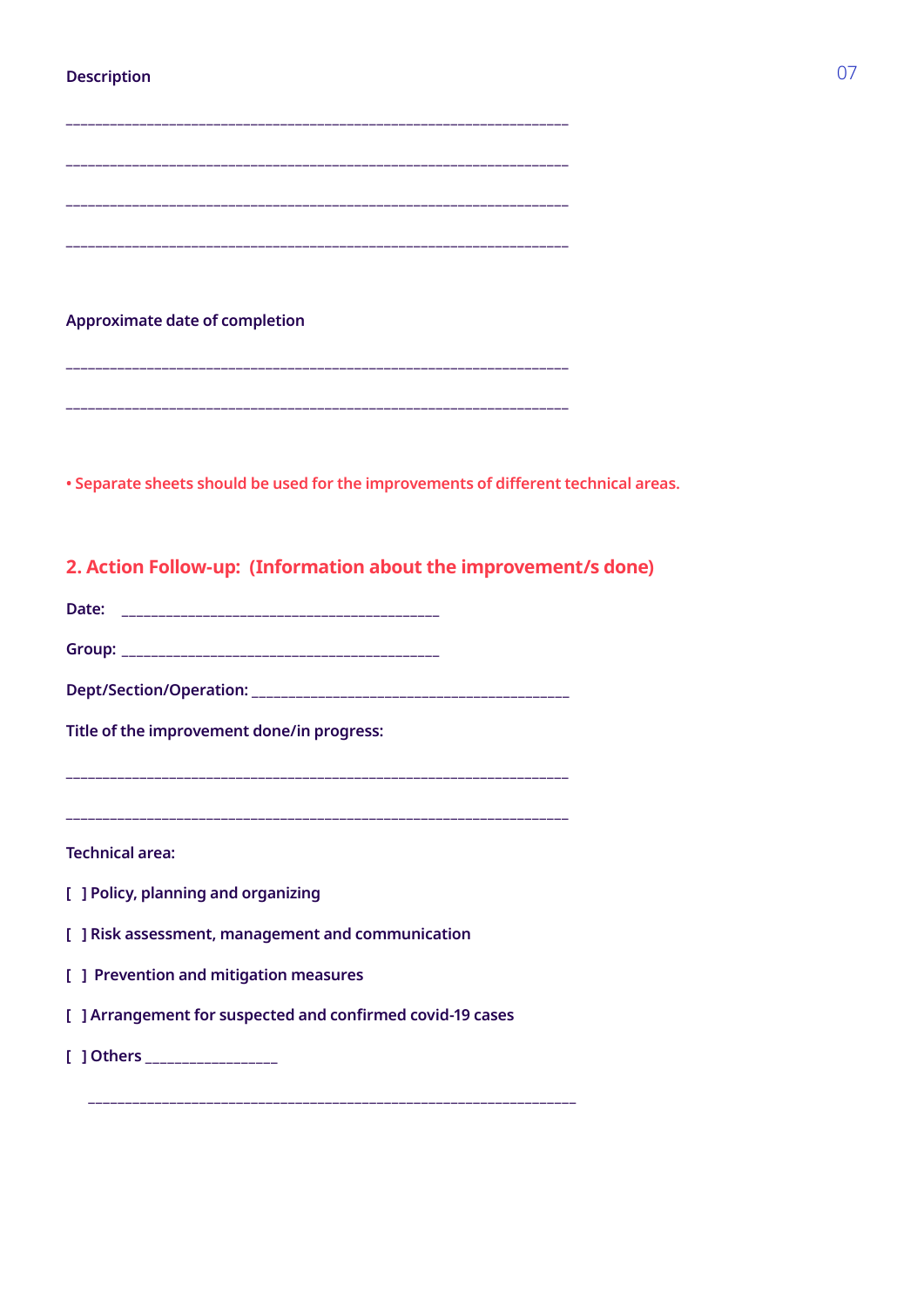**Description**

______________________________________________________________________

______________________________________________________________________

______________________________________________________________________

______________________________________________________________________

**Approximate date of completion**

______________________________________________________________________

______________________________________________________________________

**• Separate sheets should be used for the improvements of different technical areas.**

## 2. Action Follow-up: (Information about the improvement/s done)

**Date:** ____________________________________________

**Group:** ____________________________________________

**Dept/Section/Operation:** ____________________________________________

**Title of the improvement done/in progress:**

______________________________________________________________________

______________________________________________________________________

**Technical area:**

**[ ] Policy, planning and organizing**

**[ ] Risk assessment, management and communication**

**[ ] Prevention and mitigation measures**

**[ ] Arrangement for suspected and confirmed covid-19 cases**

**[ ] Others** __________________

______________________________________________________________________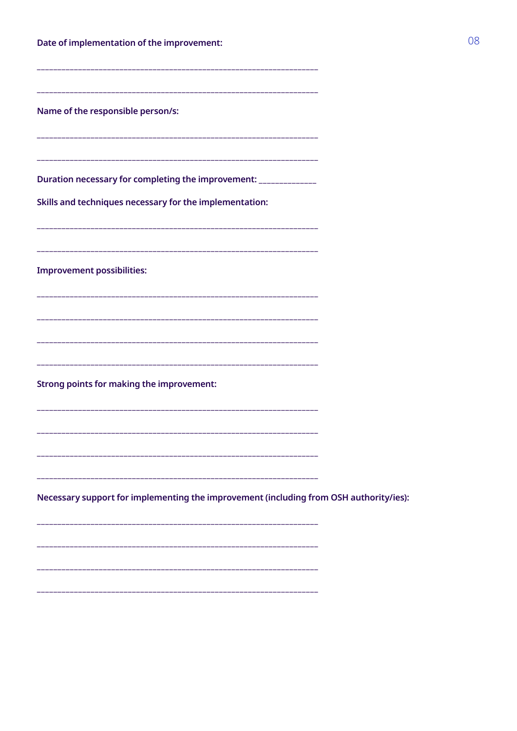**Date of implementation of the improvement:**

______________________________________________________________________

______________________________________________________________________

**Name of the responsible person/s:**

______________________________________________________________________

______________________________________________________________________

**Duration necessary for completing the improvement:** ______________

**Skills and techniques necessary for the implementation:**

______________________________________________________________________

______________________________________________________________________

**Improvement possibilities:**

______________________________________________________________________

______________________________________________________________________

______________________________________________________________________

______________________________________________________________________

**Strong points for making the improvement:**

______________________________________________________________________

______________________________________________________________________

______________________________________________________________________

______________________________________________________________________

**Necessary support for implementing the improvement (including from OSH authority/ies):**

______________________________________________________________________

______________________________________________________________________

______________________________________________________________________

______________________________________________________________________